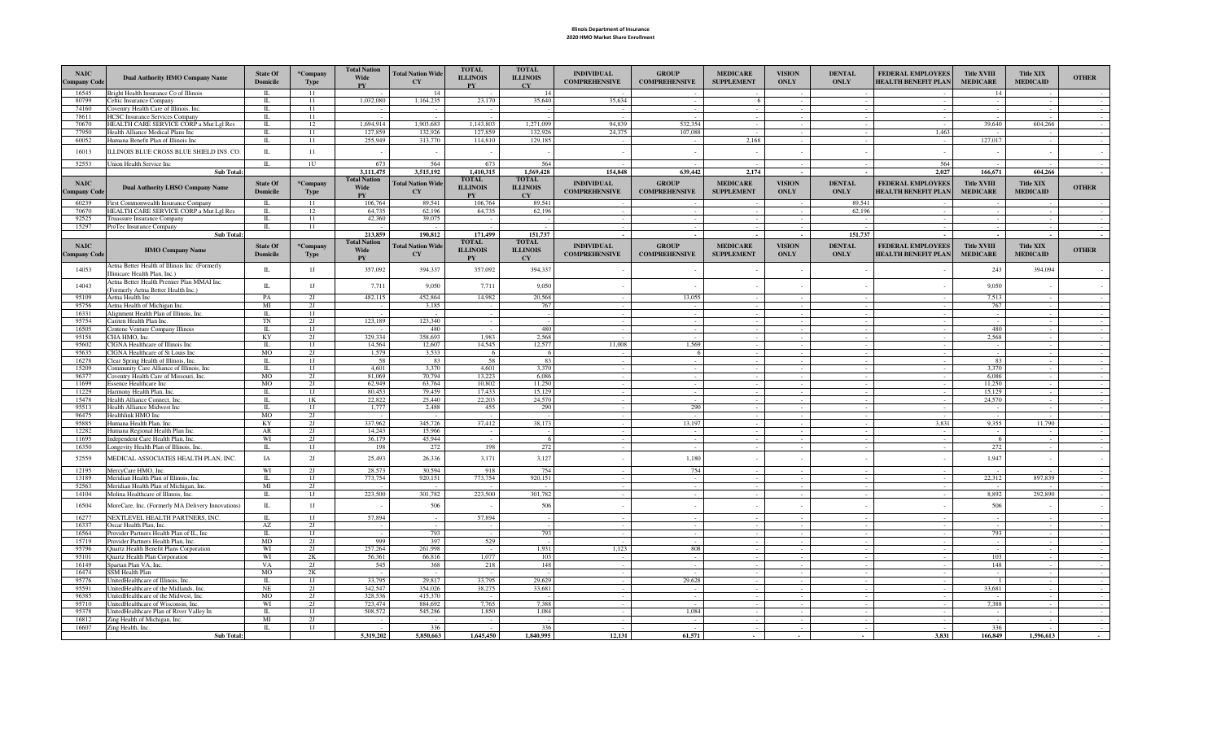**Illinois Department of Insurance**
**2020 HMO Market Share Enrollment**

| NAIC Company Code | Dual Authority HMO Company Name | State Of Domicile | *Company Type | Total Nation Wide PY | Total Nation Wide CY | TOTAL ILLINOIS PY | TOTAL ILLINOIS CY | INDIVIDUAL COMPREHENSIVE | GROUP COMPREHENSIVE | MEDICARE SUPPLEMENT | VISION ONLY | DENTAL ONLY | FEDERAL EMPLOYEES HEALTH BENEFIT PLAN | Title XVIII MEDICARE | Title XIX MEDICAID | OTHER |
|---|---|---|---|---|---|---|---|---|---|---|---|---|---|---|---|---|
| 16545 | Bright Health Insurance Co of Illinois | IL | 11 | - | 14 | - | 14 | - | - | - | - | - | - | 14 | - | - |
| 80799 | Celtic Insurance Company | IL | 11 | 1,032,080 | 1,164,235 | 23,170 | 35,640 | 35,634 | - | 6 | - | - | - | - | - | - |
| 74160 | Coventry Health Care of Illinois, Inc. | IL | 11 | - | - | - | - | - | - | - | - | - | - | - | - | - |
| 78611 | HCSC Insurance Services Company | IL | 11 | - | - | - | - | - | - | - | - | - | - | - | - | - |
| 70670 | HEALTH CARE SERVICE CORP a Mut Lgl Res | IL | 12 | 1,694,914 | 1,903,683 | 1,143,803 | 1,271,099 | 94,839 | 532,354 | - | - | - | - | 39,640 | 604,266 | - |
| 77950 | Health Alliance Medical Plans Inc | IL | 11 | 127,859 | 132,926 | 127,859 | 132,926 | 24,375 | 107,088 | - | - | - | 1,463 | - | - | - |
| 60052 | Humana Benefit Plan of Illinois Inc | IL | 11 | 255,949 | 313,770 | 114,810 | 129,185 | - | - | 2,168 | - | - | - | 127,017 | - | - |
| 16013 | ILLINOIS BLUE CROSS BLUE SHIELD INS CO | IL | 11 | - | - | - | - | - | - | - | - | - | - | - | - | - |
| 52553 | Union Health Service Inc | IL | 1U | 673 | 564 | 673 | 564 | - | - | - | - | - | 564 | - | - | - |
| | **Sub Total:** | | | **3,111,475** | **3,515,192** | **1,410,315** | **1,569,428** | **154,848** | **639,442** | **2,174** | **-** | **-** | **2,027** | **166,671** | **604,266** | **-** |

| NAIC Company Code | Dual Authority LHSO Company Name | State Of Domicile | *Company Type | Total Nation Wide PY | Total Nation Wide CY | TOTAL ILLINOIS PY | TOTAL ILLINOIS CY | INDIVIDUAL COMPREHENSIVE | GROUP COMPREHENSIVE | MEDICARE SUPPLEMENT | VISION ONLY | DENTAL ONLY | FEDERAL EMPLOYEES HEALTH BENEFIT PLAN | Title XVIII MEDICARE | Title XIX MEDICAID | OTHER |
|---|---|---|---|---|---|---|---|---|---|---|---|---|---|---|---|---|
| 60239 | First Commonwealth Insurance Company | IL | 11 | 106,764 | 89,541 | 106,764 | 89,541 | - | - | - | - | 89,541 | - | - | - | - |
| 70670 | HEALTH CARE SERVICE CORP a Mut Lgl Res | IL | 12 | 64,735 | 62,196 | 64,735 | 62,196 | - | - | - | - | 62,196 | - | - | - | - |
| 92525 | Truassure Insurance Company | IL | 11 | 42,360 | 39,075 | - | - | - | - | - | - | - | - | - | - | - |
| 15297 | ProTec Insurance Company | IL | 11 | - | - | - | - | - | - | - | - | - | - | - | - | - |
| | **Sub Total:** | | | **213,859** | **190,812** | **171,499** | **151,737** | **-** | **-** | **-** | **-** | **151,737** | **-** | **-** | **-** | **-** |

| NAIC Company Code | HMO Company Name | State Of Domicile | *Company Type | Total Nation Wide PY | Total Nation Wide CY | TOTAL ILLINOIS PY | TOTAL ILLINOIS CY | INDIVIDUAL COMPREHENSIVE | GROUP COMPREHENSIVE | MEDICARE SUPPLEMENT | VISION ONLY | DENTAL ONLY | FEDERAL EMPLOYEES HEALTH BENEFIT PLAN | Title XVIII MEDICARE | Title XIX MEDICAID | OTHER |
|---|---|---|---|---|---|---|---|---|---|---|---|---|---|---|---|---|
| 14053 | Aetna Better Health of Illinois Inc. (Formerly Illinicare Health Plan, Inc.) | IL | 1J | 357,092 | 394,337 | 357,092 | 394,337 | - | - | - | - | - | - | 243 | 394,094 | - |
| 14043 | Aetna Better Health Premier Plan MMAI Inc. (Formerly Aetna Better Health Inc.) | IL | 1J | 7,711 | 9,050 | 7,711 | 9,050 | - | - | - | - | - | - | 9,050 | - | - |
| 95109 | Aetna Health Inc | PA | 2J | 482,115 | 452,864 | 14,982 | 20,568 | - | 13,055 | - | - | - | - | 7,513 | - | - |
| 95756 | Aetna Health of Michigan Inc. | MI | 2J | - | 3,185 | - | 767 | - | - | - | - | - | - | 767 | - | - |
| 16331 | Alignment Health Plan of Illinois, Inc. | IL | 1J | - | - | - | - | - | - | - | - | - | - | - | - | - |
| 95754 | Cariten Health Plan Inc. | TN | 2J | 123,189 | 123,340 | - | - | - | - | - | - | - | - | - | - | - |
| 16505 | Centene Venture Company Illinois | IL | 1J | - | 480 | - | 480 | - | - | - | - | - | - | 480 | - | - |
| 95158 | CHA HMO, Inc. | KY | 2J | 329,334 | 358,693 | 1,983 | 2,568 | - | - | - | - | - | - | 2,568 | - | - |
| 95602 | CIGNA Healthcare of Illinois Inc | IL | 1J | 14,564 | 12,607 | 14,545 | 12,577 | 11,008 | 1,569 | - | - | - | - | - | - | - |
| 95635 | CIGNA Healthcare of St Louis Inc | MO | 2J | 1,579 | 3,533 | 6 | 6 | - | 6 | - | - | - | - | - | - | - |
| 16278 | Clear Spring Health of Illinois, Inc. | IL | 1J | 58 | 83 | 58 | 83 | - | - | - | - | - | - | 83 | - | - |
| 15209 | Community Care Alliance of Illinois, Inc | IL | 1J | 4,601 | 3,370 | 4,601 | 3,370 | - | - | - | - | - | - | 3,370 | - | - |
| 96377 | Coventry Health Care of Missouri, Inc. | MO | 2J | 81,069 | 70,794 | 13,223 | 6,086 | - | - | - | - | - | - | 6,086 | - | - |
| 11699 | Essence Healthcare Inc | MO | 2J | 62,949 | 63,764 | 10,802 | 11,250 | - | - | - | - | - | - | 11,250 | - | - |
| 11229 | Harmony Health Plan, Inc. | IL | 1J | 80,453 | 79,459 | 17,433 | 15,129 | - | - | - | - | - | - | 15,129 | - | - |
| 15478 | Health Alliance Connect, Inc. | IL | 1K | 22,822 | 25,440 | 22,203 | 24,570 | - | - | - | - | - | - | 24,570 | - | - |
| 95513 | Health Alliance Midwest Inc | IL | 1J | 1,777 | 2,488 | 455 | 290 | - | 290 | - | - | - | - | - | - | - |
| 96475 | Healthlink HMO Inc | MO | 2J | - | - | - | - | - | - | - | - | - | - | - | - | - |
| 95885 | Humana Health Plan, Inc. | KY | 2J | 337,962 | 345,726 | 37,412 | 38,173 | - | 13,197 | - | - | - | 3,831 | 9,355 | 11,790 | - |
| 12282 | Humana Regional Health Plan Inc. | AR | 2J | 14,243 | 15,966 | - | - | - | - | - | - | - | - | - | - | - |
| 11695 | Independent Care Health Plan, Inc. | WI | 2J | 36,179 | 45,944 | - | 6 | - | - | - | - | - | - | 6 | - | - |
| 16350 | Longevity Health Plan of Illinois, Inc. | IL | 1J | 198 | 272 | 198 | 272 | - | - | - | - | - | - | 272 | - | - |
| 52559 | MEDICAL ASSOCIATES HEALTH PLAN, INC. | IA | 2J | 25,493 | 26,336 | 3,171 | 3,127 | - | 1,180 | - | - | - | - | 1,947 | - | - |
| 12195 | MercyCare HMO, Inc. | WI | 2J | 28,573 | 30,594 | 918 | 754 | - | 754 | - | - | - | - | - | - | - |
| 13189 | Meridian Health Plan of Illinois, Inc. | IL | 1J | 773,754 | 920,151 | 773,754 | 920,151 | - | - | - | - | - | - | 22,312 | 897,839 | - |
| 52563 | Meridian Health Plan of Michigan, Inc. | MI | 2J | - | - | - | - | - | - | - | - | - | - | - | - | - |
| 14104 | Molina Healthcare of Illinois, Inc. | IL | 1J | 223,500 | 301,782 | 223,500 | 301,782 | - | - | - | - | - | - | 8,892 | 292,890 | - |
| 16504 | MoreCare, Inc. (Formerly MA Delivery Innovations) | IL | 1J | - | 506 | - | 506 | - | - | - | - | - | - | 506 | - | - |
| 16277 | NEXTLEVEL HEALTH PARTNERS, INC. | IL | 1J | 57,894 | - | 57,894 | - | - | - | - | - | - | - | - | - | - |
| 16337 | Oscar Health Plan, Inc. | AZ | 2J | - | - | - | - | - | - | - | - | - | - | - | - | - |
| 16564 | Provider Partners Health Plan of IL, Inc | IL | 1J | - | 793 | - | 793 | - | - | - | - | - | - | 793 | - | - |
| 15719 | Provider Partners Health Plan, Inc. | MD | 2J | 999 | 397 | 529 | - | - | - | - | - | - | - | - | - | - |
| 95796 | Quartz Health Benefit Plans Corporation | WI | 2J | 257,264 | 261,998 | - | 1,931 | 1,123 | 808 | - | - | - | - | - | - | - |
| 95101 | Quartz Health Plan Corporation | WI | 2K | 56,361 | 66,816 | 1,077 | 103 | - | - | - | - | - | - | 103 | - | - |
| 16149 | Spartan Plan VA, Inc. | VA | 2J | 545 | 368 | 218 | 148 | - | - | - | - | - | - | 148 | - | - |
| 16474 | SSM Health Plan | MO | 2K | - | - | - | - | - | - | - | - | - | - | - | - | - |
| 95776 | UnitedHealthcare of Illinois, Inc. | IL | 1J | 33,795 | 29,817 | 33,795 | 29,629 | - | 29,628 | - | - | - | - | 1 | - | - |
| 95591 | UnitedHealthcare of the Midlands, Inc. | NE | 2J | 342,547 | 354,026 | 38,275 | 33,681 | - | - | - | - | - | - | 33,681 | - | - |
| 96385 | UnitedHealthcare of the Midwest, Inc. | MO | 2J | 328,536 | 415,370 | - | - | - | - | - | - | - | - | - | - | - |
| 95710 | UnitedHealthcare of Wisconsin, Inc. | WI | 2J | 723,474 | 884,692 | 7,765 | 7,388 | - | - | - | - | - | - | 7,388 | - | - |
| 95378 | UnitedHealthcare Plan of River Valley In | IL | 1J | 508,572 | 545,286 | 1,850 | 1,084 | - | 1,084 | - | - | - | - | - | - | - |
| 16812 | Zing Health of Michigan, Inc. | MI | 2J | - | - | - | - | - | - | - | - | - | - | - | - | - |
| 16607 | Zing Health, Inc. | IL | 1J | - | 336 | - | 336 | - | - | - | - | - | - | 336 | - | - |
| | **Sub Total:** | | | **5,319,202** | **5,850,663** | **1,645,450** | **1,840,995** | **12,131** | **61,571** | **-** | **-** | **-** | **3,831** | **166,849** | **1,596,613** | **-** |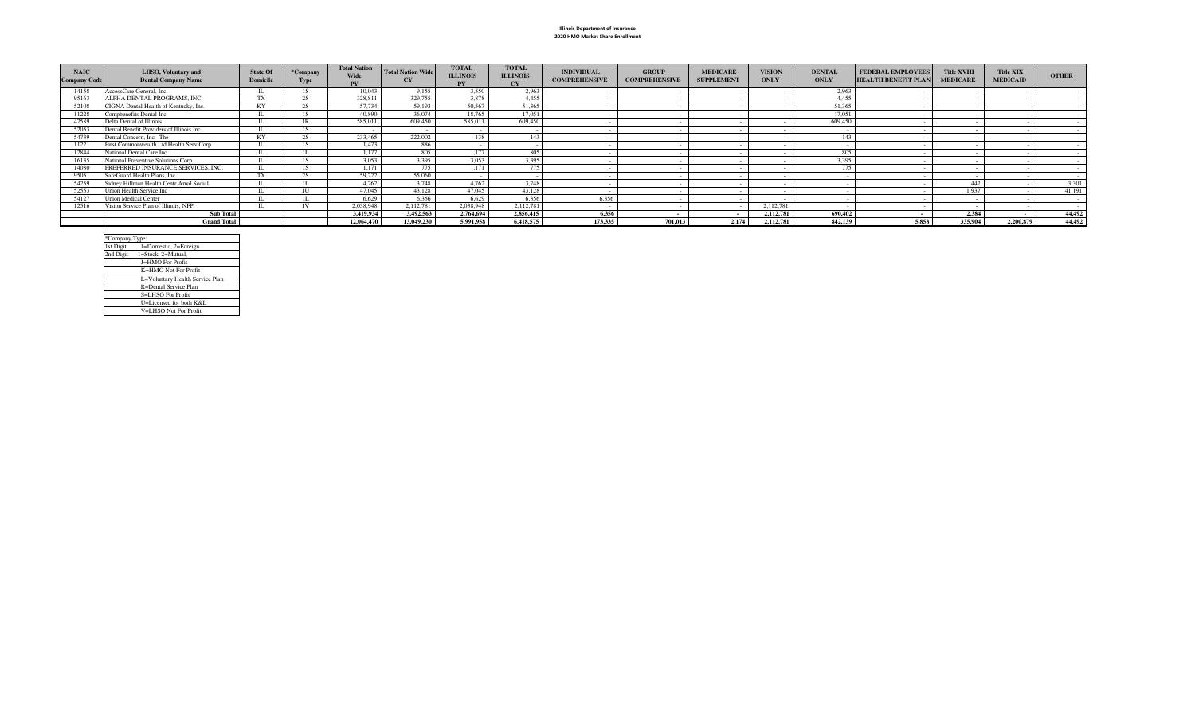**Illinois Department of Insurance**
**2020 HMO Market Share Enrollment**

| NAIC Company Code | LHSO, Voluntary and Dental Company Name | State Of Domicile | *Company Type | Total Nation Wide PY | Total Nation Wide CY | TOTAL ILLINOIS PY | TOTAL ILLINOIS CY | INDIVIDUAL COMPREHENSIVE | GROUP COMPREHENSIVE | MEDICARE SUPPLEMENT | VISION ONLY | DENTAL ONLY | FEDERAL EMPLOYEES HEALTH BENEFIT PLAN | Title XVIII MEDICARE | Title XIX MEDICAID | OTHER |
|---|---|---|---|---|---|---|---|---|---|---|---|---|---|---|---|---|
| 14158 | AccessCare General, Inc. | IL | 1S | 10,043 | 9,155 | 3,550 | 2,963 | - | - | - | - | 2,963 | - | - | - | - |
| 95163 | ALPHA DENTAL PROGRAMS, INC. | TX | 2S | 328,811 | 329,755 | 3,878 | 4,455 | - | - | - | - | 4,455 | - | - | - | - |
| 52108 | CIGNA Dental Health of Kentucky, Inc | KY | 2S | 57,734 | 59,193 | 50,567 | 51,365 | - | - | - | - | 51,365 | - | - | - | - |
| 11228 | Compbenefits Dental Inc | IL | 1S | 40,890 | 36,074 | 18,765 | 17,051 | - | - | - | - | 17,051 | - | - | - | - |
| 47589 | Delta Dental of Illinois | IL | 1R | 585,011 | 609,450 | 585,011 | 609,450 | - | - | - | - | 609,450 | - | - | - | - |
| 52053 | Dental Benefit Providers of Illinois Inc | IL | 1S | - | - | - | - | - | - | - | - | - | - | - | - | - |
| 54739 | Dental Concern, Inc. The | KY | 2S | 233,465 | 222,002 | 138 | 143 | - | - | - | - | 143 | - | - | - | - |
| 11221 | First Commonwealth Ltd Health Serv Corp | IL | 1S | 1,473 | 886 | - | - | - | - | - | - | - | - | - | - | - |
| 12844 | National Dental Care Inc | IL | 1L | 1,177 | 805 | 1,177 | 805 | - | - | - | - | 805 | - | - | - | - |
| 16135 | National Preventive Solutions Corp. | IL | 1S | 3,053 | 3,395 | 3,053 | 3,395 | - | - | - | - | 3,395 | - | - | - | - |
| 14080 | PREFERRED INSURANCE SERVICES, INC. | IL | 1S | 1,171 | 775 | 1,171 | 775 | - | - | - | - | 775 | - | - | - | - |
| 95051 | SafeGuard Health Plans, Inc. | TX | 2S | 59,722 | 55,060 | - | - | - | - | - | - | - | - | - | - | - |
| 54259 | Sidney Hillman Health Centr Amal Social | IL | 1L | 4,762 | 3,748 | 4,762 | 3,748 | - | - | - | - | - | - | 447 | - | 3,301 |
| 52553 | Union Health Service Inc | IL | 1U | 47,045 | 43,128 | 47,045 | 43,128 | - | - | - | - | - | - | 1,937 | - | 41,191 |
| 54127 | Union Medical Center | IL | 1L | 6,629 | 6,356 | 6,629 | 6,356 | 6,356 | - | - | - | - | - | - | - | - |
| 12516 | Vision Service Plan of Illinois, NFP | IL | 1V | 2,038,948 | 2,112,781 | 2,038,948 | 2,112,781 | - | - | - | 2,112,781 | - | - | - | - | - |
| | **Sub Total:** | | | **3,419,934** | **3,492,563** | **2,764,694** | **2,856,415** | **6,356** | **-** | **-** | **2,112,781** | **690,402** | **-** | **2,384** | **-** | **44,492** |
| | **Grand Total:** | | | **12,064,470** | **13,049,230** | **5,991,958** | **6,418,575** | **173,335** | **701,013** | **2,174** | **2,112,781** | **842,139** | **5,858** | **335,904** | **2,200,879** | **44,492** |

| *Company Type: | |
|---|---|
| 1st Digit | 1=Domestic, 2=Foreign |
| 2nd Digit | 1=Stock, 2=Mutual, |
| | J=HMO For Profit |
| | K=HMO Not For Profit |
| | L=Voluntary Health Service Plan |
| | R=Dental Service Plan |
| | S=LHSO For Profit |
| | U=Licensed for both K&L |
| | V=LHSO Not For Profit |